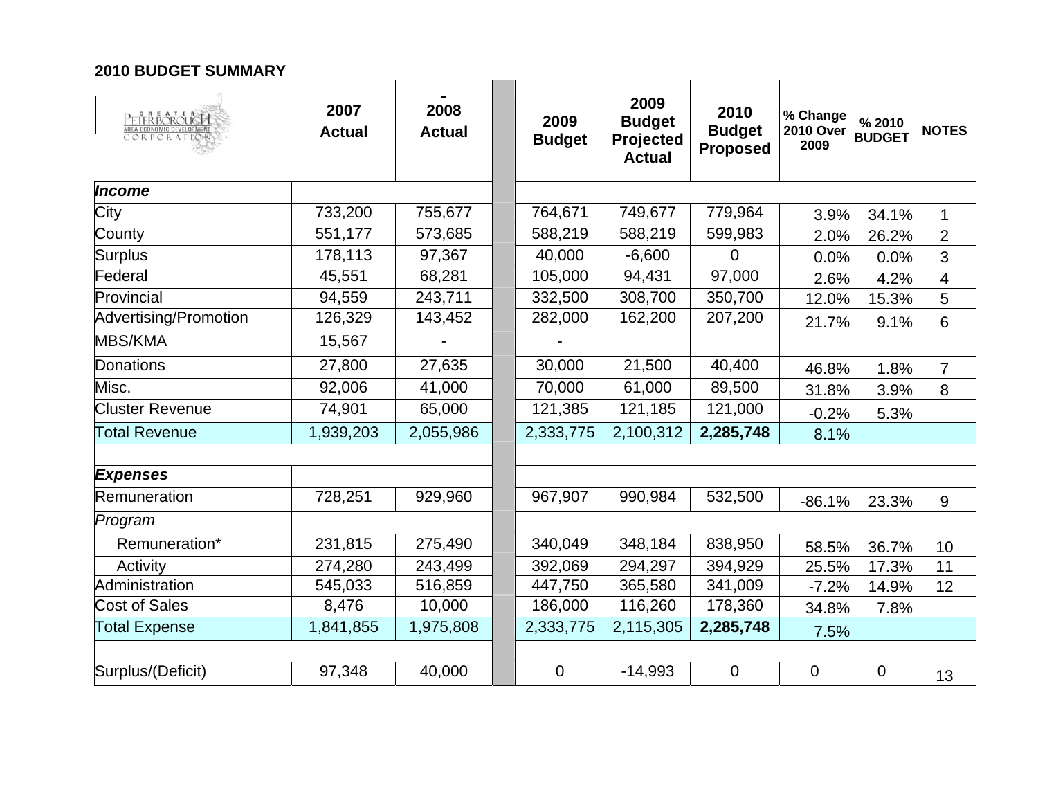## 2010 BUDGET SUMMARY

GREATER PETERBOROUGH AREA ECONOMIC DEVELOPMENT CORPORATION

| | 2007 Actual | 2008 Actual | 2009 Budget | 2009 Budget Projected Actual | 2010 Budget Proposed | % Change 2010 Over 2009 | % 2010 BUDGET | NOTES |
|---|---|---|---|---|---|---|---|---|
| ***Income*** | | | | | | | | |
| City | 733,200 | 755,677 | 764,671 | 749,677 | 779,964 | 3.9% | 34.1% | 1 |
| County | 551,177 | 573,685 | 588,219 | 588,219 | 599,983 | 2.0% | 26.2% | 2 |
| Surplus | 178,113 | 97,367 | 40,000 | -6,600 | 0 | 0.0% | 0.0% | 3 |
| Federal | 45,551 | 68,281 | 105,000 | 94,431 | 97,000 | 2.6% | 4.2% | 4 |
| Provincial | 94,559 | 243,711 | 332,500 | 308,700 | 350,700 | 12.0% | 15.3% | 5 |
| Advertising/Promotion | 126,329 | 143,452 | 282,000 | 162,200 | 207,200 | 21.7% | 9.1% | 6 |
| MBS/KMA | 15,567 | - | - | | | | | |
| Donations | 27,800 | 27,635 | 30,000 | 21,500 | 40,400 | 46.8% | 1.8% | 7 |
| Misc. | 92,006 | 41,000 | 70,000 | 61,000 | 89,500 | 31.8% | 3.9% | 8 |
| Cluster Revenue | 74,901 | 65,000 | 121,385 | 121,185 | 121,000 | -0.2% | 5.3% | |
| Total Revenue | 1,939,203 | 2,055,986 | 2,333,775 | 2,100,312 | **2,285,748** | 8.1% | | |
| | | | | | | | | |
| ***Expenses*** | | | | | | | | |
| Remuneration | 728,251 | 929,960 | 967,907 | 990,984 | 532,500 | -86.1% | 23.3% | 9 |
| *Program* | | | | | | | | |
| Remuneration* | 231,815 | 275,490 | 340,049 | 348,184 | 838,950 | 58.5% | 36.7% | 10 |
| Activity | 274,280 | 243,499 | 392,069 | 294,297 | 394,929 | 25.5% | 17.3% | 11 |
| Administration | 545,033 | 516,859 | 447,750 | 365,580 | 341,009 | -7.2% | 14.9% | 12 |
| Cost of Sales | 8,476 | 10,000 | 186,000 | 116,260 | 178,360 | 34.8% | 7.8% | |
| Total Expense | 1,841,855 | 1,975,808 | 2,333,775 | 2,115,305 | **2,285,748** | 7.5% | | |
| | | | | | | | | |
| Surplus/(Deficit) | 97,348 | 40,000 | 0 | -14,993 | 0 | 0 | 0 | 13 |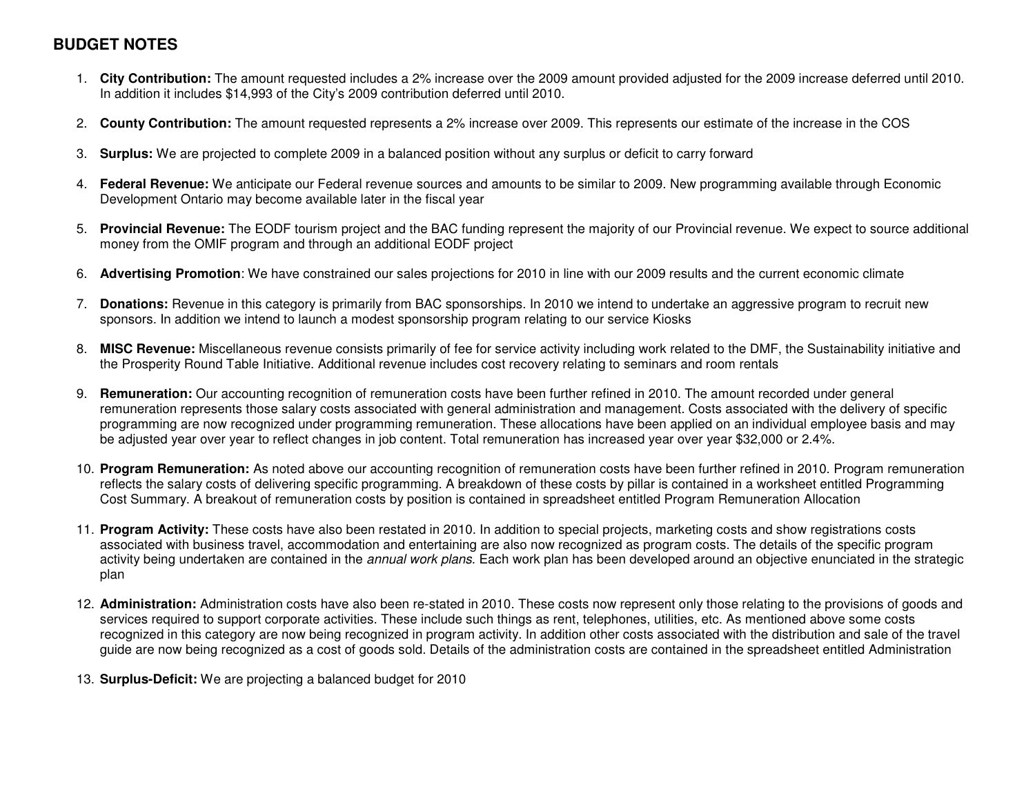## BUDGET NOTES

1. **City Contribution:** The amount requested includes a 2% increase over the 2009 amount provided adjusted for the 2009 increase deferred until 2010. In addition it includes $14,993 of the City's 2009 contribution deferred until 2010.

2. **County Contribution:** The amount requested represents a 2% increase over 2009. This represents our estimate of the increase in the COS

3. **Surplus:** We are projected to complete 2009 in a balanced position without any surplus or deficit to carry forward

4. **Federal Revenue:** We anticipate our Federal revenue sources and amounts to be similar to 2009. New programming available through Economic Development Ontario may become available later in the fiscal year

5. **Provincial Revenue:** The EODF tourism project and the BAC funding represent the majority of our Provincial revenue. We expect to source additional money from the OMIF program and through an additional EODF project

6. **Advertising Promotion**: We have constrained our sales projections for 2010 in line with our 2009 results and the current economic climate

7. **Donations:** Revenue in this category is primarily from BAC sponsorships. In 2010 we intend to undertake an aggressive program to recruit new sponsors. In addition we intend to launch a modest sponsorship program relating to our service Kiosks

8. **MISC Revenue:** Miscellaneous revenue consists primarily of fee for service activity including work related to the DMF, the Sustainability initiative and the Prosperity Round Table Initiative. Additional revenue includes cost recovery relating to seminars and room rentals

9. **Remuneration:** Our accounting recognition of remuneration costs have been further refined in 2010. The amount recorded under general remuneration represents those salary costs associated with general administration and management. Costs associated with the delivery of specific programming are now recognized under programming remuneration. These allocations have been applied on an individual employee basis and may be adjusted year over year to reflect changes in job content. Total remuneration has increased year over year $32,000 or 2.4%.

10. **Program Remuneration:** As noted above our accounting recognition of remuneration costs have been further refined in 2010. Program remuneration reflects the salary costs of delivering specific programming. A breakdown of these costs by pillar is contained in a worksheet entitled Programming Cost Summary. A breakout of remuneration costs by position is contained in spreadsheet entitled Program Remuneration Allocation

11. **Program Activity:** These costs have also been restated in 2010. In addition to special projects, marketing costs and show registrations costs associated with business travel, accommodation and entertaining are also now recognized as program costs. The details of the specific program activity being undertaken are contained in the *annual work plans.* Each work plan has been developed around an objective enunciated in the strategic plan

12. **Administration:** Administration costs have also been re-stated in 2010. These costs now represent only those relating to the provisions of goods and services required to support corporate activities. These include such things as rent, telephones, utilities, etc. As mentioned above some costs recognized in this category are now being recognized in program activity. In addition other costs associated with the distribution and sale of the travel guide are now being recognized as a cost of goods sold. Details of the administration costs are contained in the spreadsheet entitled Administration

13. **Surplus-Deficit:** We are projecting a balanced budget for 2010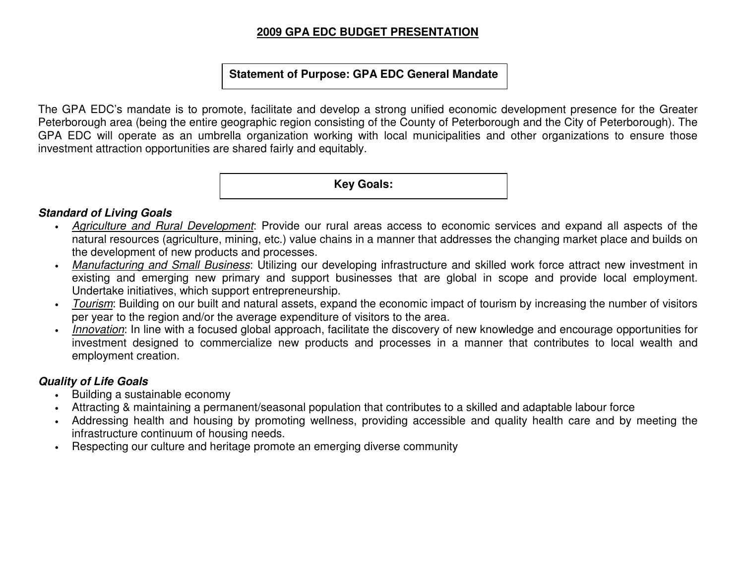# 2009 GPA EDC BUDGET PRESENTATION

## Statement of Purpose: GPA EDC General Mandate

The GPA EDC's mandate is to promote, facilitate and develop a strong unified economic development presence for the Greater Peterborough area (being the entire geographic region consisting of the County of Peterborough and the City of Peterborough). The GPA EDC will operate as an umbrella organization working with local municipalities and other organizations to ensure those investment attraction opportunities are shared fairly and equitably.

## Key Goals:

***Standard of Living Goals***

- *Agriculture and Rural Development*: Provide our rural areas access to economic services and expand all aspects of the natural resources (agriculture, mining, etc.) value chains in a manner that addresses the changing market place and builds on the development of new products and processes.
- *Manufacturing and Small Business*: Utilizing our developing infrastructure and skilled work force attract new investment in existing and emerging new primary and support businesses that are global in scope and provide local employment. Undertake initiatives, which support entrepreneurship.
- *Tourism*: Building on our built and natural assets, expand the economic impact of tourism by increasing the number of visitors per year to the region and/or the average expenditure of visitors to the area.
- *Innovation*: In line with a focused global approach, facilitate the discovery of new knowledge and encourage opportunities for investment designed to commercialize new products and processes in a manner that contributes to local wealth and employment creation.

***Quality of Life Goals***

- Building a sustainable economy
- Attracting & maintaining a permanent/seasonal population that contributes to a skilled and adaptable labour force
- Addressing health and housing by promoting wellness, providing accessible and quality health care and by meeting the infrastructure continuum of housing needs.
- Respecting our culture and heritage promote an emerging diverse community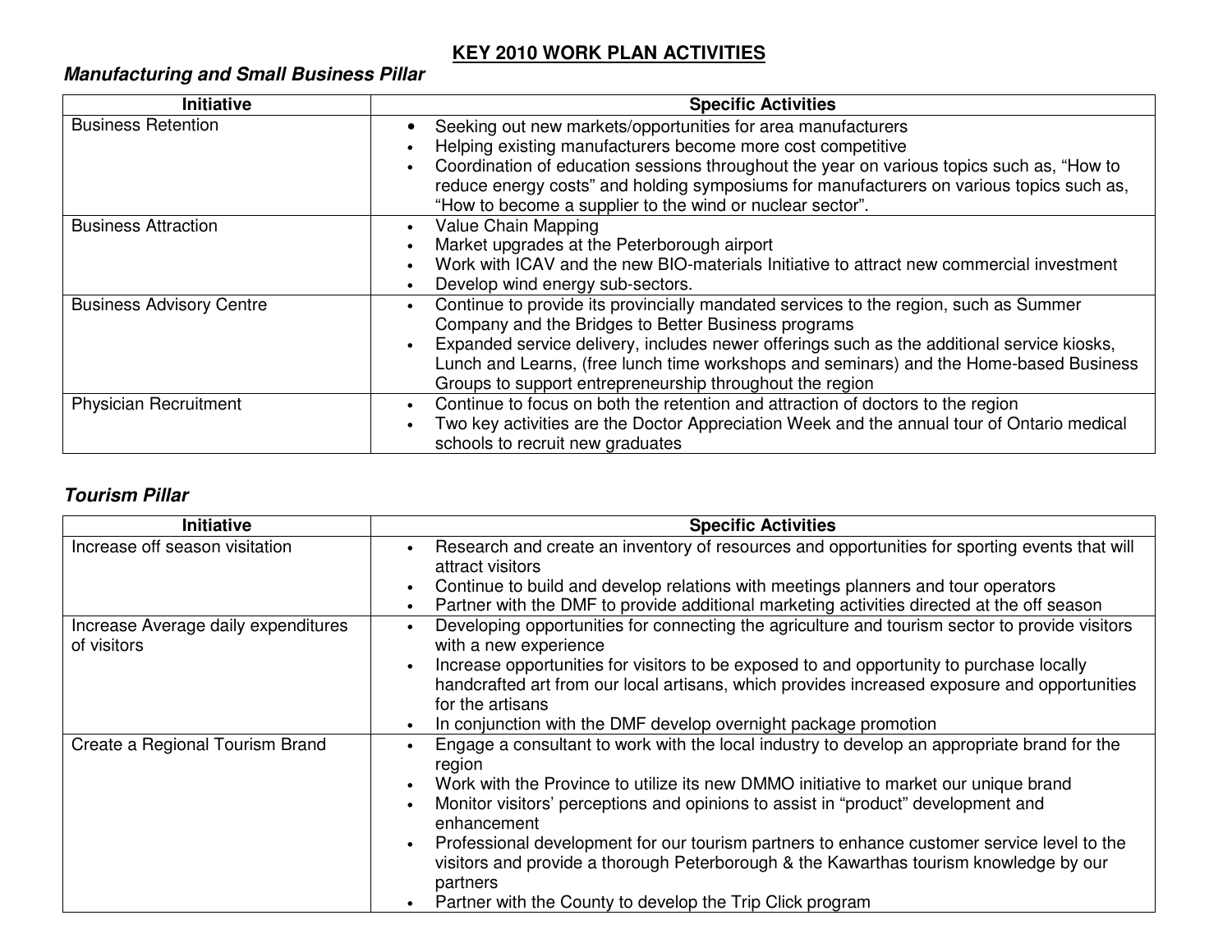# KEY 2010 WORK PLAN ACTIVITIES

## *Manufacturing and Small Business Pillar*

| Initiative | Specific Activities |
|---|---|
| Business Retention | • Seeking out new markets/opportunities for area manufacturers<br>• Helping existing manufacturers become more cost competitive<br>• Coordination of education sessions throughout the year on various topics such as, "How to reduce energy costs" and holding symposiums for manufacturers on various topics such as, "How to become a supplier to the wind or nuclear sector". |
| Business Attraction | • Value Chain Mapping<br>• Market upgrades at the Peterborough airport<br>• Work with ICAV and the new BIO-materials Initiative to attract new commercial investment<br>• Develop wind energy sub-sectors. |
| Business Advisory Centre | • Continue to provide its provincially mandated services to the region, such as Summer Company and the Bridges to Better Business programs<br>• Expanded service delivery, includes newer offerings such as the additional service kiosks, Lunch and Learns, (free lunch time workshops and seminars) and the Home-based Business Groups to support entrepreneurship throughout the region |
| Physician Recruitment | • Continue to focus on both the retention and attraction of doctors to the region<br>• Two key activities are the Doctor Appreciation Week and the annual tour of Ontario medical schools to recruit new graduates |

## *Tourism Pillar*

| Initiative | Specific Activities |
|---|---|
| Increase off season visitation | • Research and create an inventory of resources and opportunities for sporting events that will attract visitors<br>• Continue to build and develop relations with meetings planners and tour operators<br>• Partner with the DMF to provide additional marketing activities directed at the off season |
| Increase Average daily expenditures of visitors | • Developing opportunities for connecting the agriculture and tourism sector to provide visitors with a new experience<br>• Increase opportunities for visitors to be exposed to and opportunity to purchase locally handcrafted art from our local artisans, which provides increased exposure and opportunities for the artisans<br>• In conjunction with the DMF develop overnight package promotion |
| Create a Regional Tourism Brand | • Engage a consultant to work with the local industry to develop an appropriate brand for the region<br>• Work with the Province to utilize its new DMMO initiative to market our unique brand<br>• Monitor visitors' perceptions and opinions to assist in "product" development and enhancement<br>• Professional development for our tourism partners to enhance customer service level to the visitors and provide a thorough Peterborough & the Kawarthas tourism knowledge by our partners<br>• Partner with the County to develop the Trip Click program |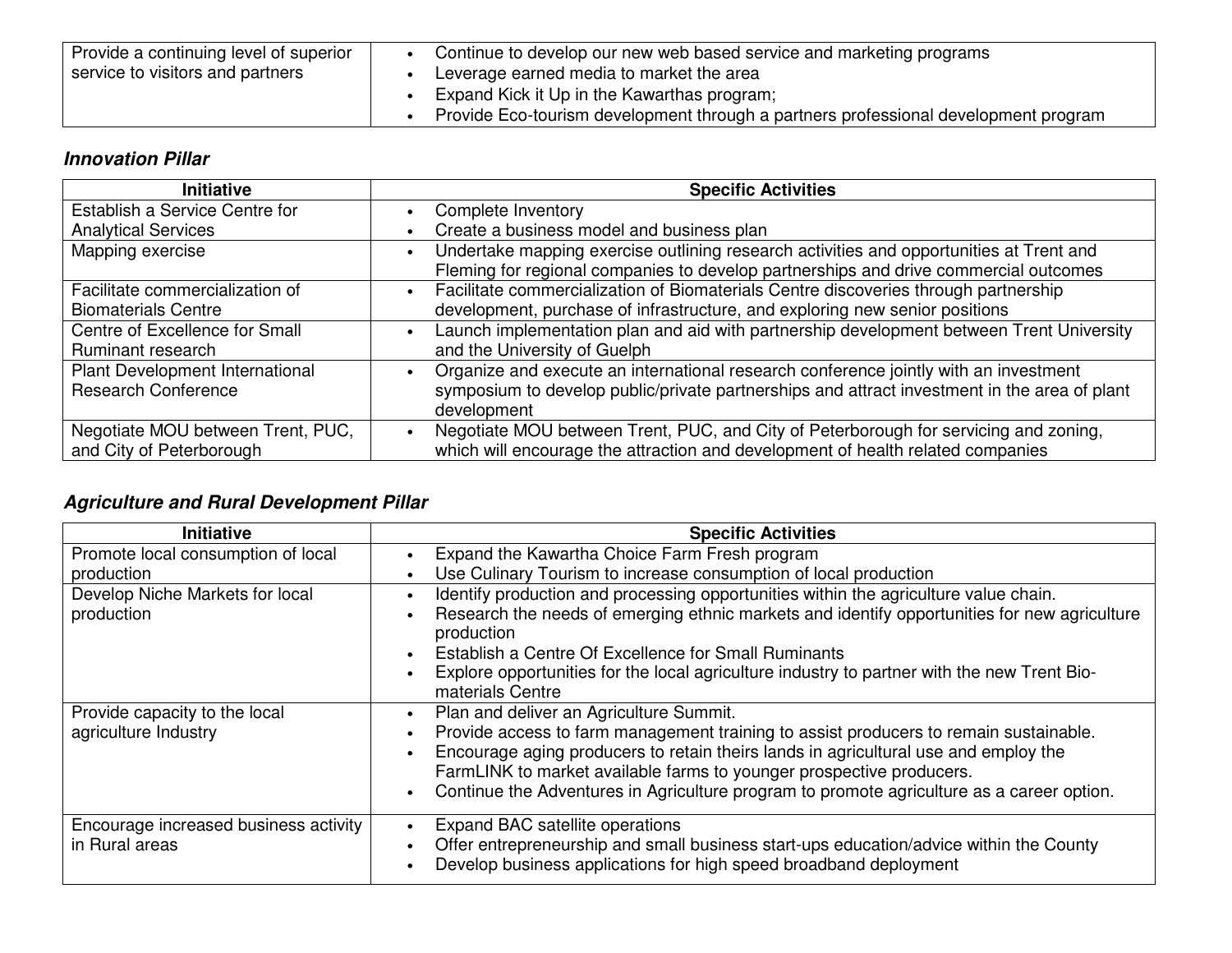| | |
|---|---|
| Provide a continuing level of superior service to visitors and partners | • Continue to develop our new web based service and marketing programs<br>• Leverage earned media to market the area<br>• Expand Kick it Up in the Kawarthas program;<br>• Provide Eco-tourism development through a partners professional development program |

### *Innovation Pillar*

| Initiative | Specific Activities |
|---|---|
| Establish a Service Centre for Analytical Services | • Complete Inventory<br>• Create a business model and business plan |
| Mapping exercise | • Undertake mapping exercise outlining research activities and opportunities at Trent and Fleming for regional companies to develop partnerships and drive commercial outcomes |
| Facilitate commercialization of Biomaterials Centre | • Facilitate commercialization of Biomaterials Centre discoveries through partnership development, purchase of infrastructure, and exploring new senior positions |
| Centre of Excellence for Small Ruminant research | • Launch implementation plan and aid with partnership development between Trent University and the University of Guelph |
| Plant Development International Research Conference | • Organize and execute an international research conference jointly with an investment symposium to develop public/private partnerships and attract investment in the area of plant development |
| Negotiate MOU between Trent, PUC, and City of Peterborough | • Negotiate MOU between Trent, PUC, and City of Peterborough for servicing and zoning, which will encourage the attraction and development of health related companies |

### *Agriculture and Rural Development Pillar*

| Initiative | Specific Activities |
|---|---|
| Promote local consumption of local production | • Expand the Kawartha Choice Farm Fresh program<br>• Use Culinary Tourism to increase consumption of local production |
| Develop Niche Markets for local production | • Identify production and processing opportunities within the agriculture value chain.<br>• Research the needs of emerging ethnic markets and identify opportunities for new agriculture production<br>• Establish a Centre Of Excellence for Small Ruminants<br>• Explore opportunities for the local agriculture industry to partner with the new Trent Bio-materials Centre |
| Provide capacity to the local agriculture Industry | • Plan and deliver an Agriculture Summit.<br>• Provide access to farm management training to assist producers to remain sustainable.<br>• Encourage aging producers to retain theirs lands in agricultural use and employ the FarmLINK to market available farms to younger prospective producers.<br>• Continue the Adventures in Agriculture program to promote agriculture as a career option. |
| Encourage increased business activity in Rural areas | • Expand BAC satellite operations<br>• Offer entrepreneurship and small business start-ups education/advice within the County<br>• Develop business applications for high speed broadband deployment |